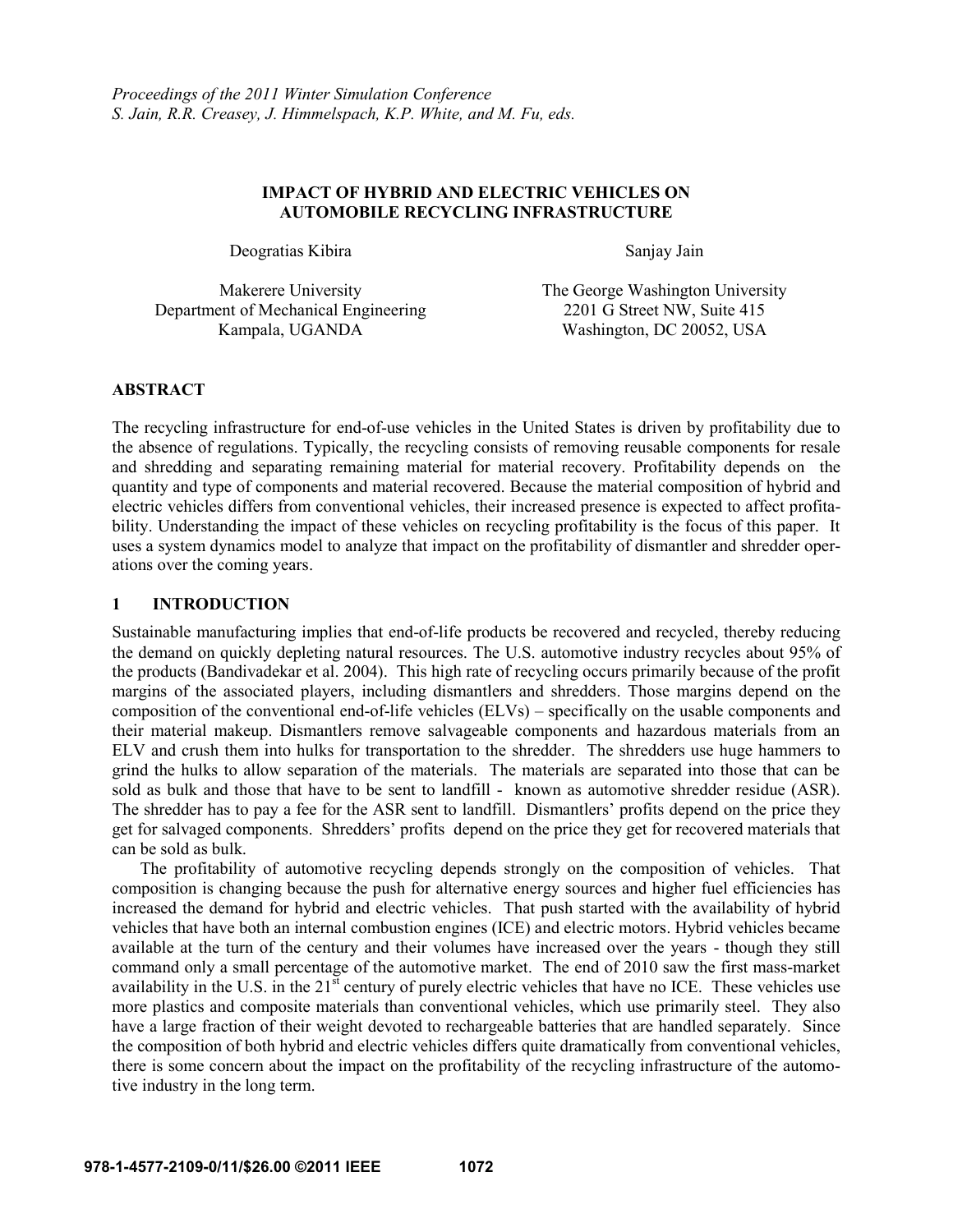*Proceedings of the 2011 Winter Simulation Conference*
*S. Jain, R.R. Creasey, J. Himmelspach, K.P. White, and M. Fu, eds.*

# IMPACT OF HYBRID AND ELECTRIC VEHICLES ON AUTOMOBILE RECYCLING INFRASTRUCTURE

Deogratias Kibira
Makerere University
Department of Mechanical Engineering
Kampala, UGANDA

Sanjay Jain
The George Washington University
2201 G Street NW, Suite 415
Washington, DC 20052, USA

## ABSTRACT

The recycling infrastructure for end-of-use vehicles in the United States is driven by profitability due to the absence of regulations. Typically, the recycling consists of removing reusable components for resale and shredding and separating remaining material for material recovery. Profitability depends on the quantity and type of components and material recovered. Because the material composition of hybrid and electric vehicles differs from conventional vehicles, their increased presence is expected to affect profitability. Understanding the impact of these vehicles on recycling profitability is the focus of this paper. It uses a system dynamics model to analyze that impact on the profitability of dismantler and shredder operations over the coming years.

## 1 INTRODUCTION

Sustainable manufacturing implies that end-of-life products be recovered and recycled, thereby reducing the demand on quickly depleting natural resources. The U.S. automotive industry recycles about 95% of the products (Bandivadekar et al. 2004). This high rate of recycling occurs primarily because of the profit margins of the associated players, including dismantlers and shredders. Those margins depend on the composition of the conventional end-of-life vehicles (ELVs) – specifically on the usable components and their material makeup. Dismantlers remove salvageable components and hazardous materials from an ELV and crush them into hulks for transportation to the shredder. The shredders use huge hammers to grind the hulks to allow separation of the materials. The materials are separated into those that can be sold as bulk and those that have to be sent to landfill - known as automotive shredder residue (ASR). The shredder has to pay a fee for the ASR sent to landfill. Dismantlers' profits depend on the price they get for salvaged components. Shredders' profits depend on the price they get for recovered materials that can be sold as bulk.

The profitability of automotive recycling depends strongly on the composition of vehicles. That composition is changing because the push for alternative energy sources and higher fuel efficiencies has increased the demand for hybrid and electric vehicles. That push started with the availability of hybrid vehicles that have both an internal combustion engines (ICE) and electric motors. Hybrid vehicles became available at the turn of the century and their volumes have increased over the years - though they still command only a small percentage of the automotive market. The end of 2010 saw the first mass-market availability in the U.S. in the 21st century of purely electric vehicles that have no ICE. These vehicles use more plastics and composite materials than conventional vehicles, which use primarily steel. They also have a large fraction of their weight devoted to rechargeable batteries that are handled separately. Since the composition of both hybrid and electric vehicles differs quite dramatically from conventional vehicles, there is some concern about the impact on the profitability of the recycling infrastructure of the automotive industry in the long term.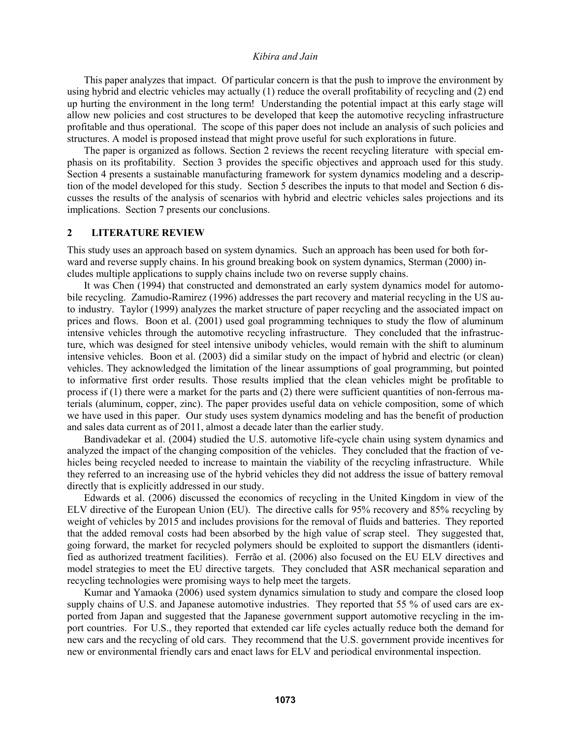This paper analyzes that impact. Of particular concern is that the push to improve the environment by using hybrid and electric vehicles may actually (1) reduce the overall profitability of recycling and (2) end up hurting the environment in the long term! Understanding the potential impact at this early stage will allow new policies and cost structures to be developed that keep the automotive recycling infrastructure profitable and thus operational. The scope of this paper does not include an analysis of such policies and structures. A model is proposed instead that might prove useful for such explorations in future.

The paper is organized as follows. Section 2 reviews the recent recycling literature with special emphasis on its profitability. Section 3 provides the specific objectives and approach used for this study. Section 4 presents a sustainable manufacturing framework for system dynamics modeling and a description of the model developed for this study. Section 5 describes the inputs to that model and Section 6 discusses the results of the analysis of scenarios with hybrid and electric vehicles sales projections and its implications. Section 7 presents our conclusions.

## 2 LITERATURE REVIEW

This study uses an approach based on system dynamics. Such an approach has been used for both forward and reverse supply chains. In his ground breaking book on system dynamics, Sterman (2000) includes multiple applications to supply chains include two on reverse supply chains.

It was Chen (1994) that constructed and demonstrated an early system dynamics model for automobile recycling. Zamudio-Ramirez (1996) addresses the part recovery and material recycling in the US auto industry. Taylor (1999) analyzes the market structure of paper recycling and the associated impact on prices and flows. Boon et al. (2001) used goal programming techniques to study the flow of aluminum intensive vehicles through the automotive recycling infrastructure. They concluded that the infrastructure, which was designed for steel intensive unibody vehicles, would remain with the shift to aluminum intensive vehicles. Boon et al. (2003) did a similar study on the impact of hybrid and electric (or clean) vehicles. They acknowledged the limitation of the linear assumptions of goal programming, but pointed to informative first order results. Those results implied that the clean vehicles might be profitable to process if (1) there were a market for the parts and (2) there were sufficient quantities of non-ferrous materials (aluminum, copper, zinc). The paper provides useful data on vehicle composition, some of which we have used in this paper. Our study uses system dynamics modeling and has the benefit of production and sales data current as of 2011, almost a decade later than the earlier study.

Bandivadekar et al. (2004) studied the U.S. automotive life-cycle chain using system dynamics and analyzed the impact of the changing composition of the vehicles. They concluded that the fraction of vehicles being recycled needed to increase to maintain the viability of the recycling infrastructure. While they referred to an increasing use of the hybrid vehicles they did not address the issue of battery removal directly that is explicitly addressed in our study.

Edwards et al. (2006) discussed the economics of recycling in the United Kingdom in view of the ELV directive of the European Union (EU). The directive calls for 95% recovery and 85% recycling by weight of vehicles by 2015 and includes provisions for the removal of fluids and batteries. They reported that the added removal costs had been absorbed by the high value of scrap steel. They suggested that, going forward, the market for recycled polymers should be exploited to support the dismantlers (identified as authorized treatment facilities). Ferrão et al. (2006) also focused on the EU ELV directives and model strategies to meet the EU directive targets. They concluded that ASR mechanical separation and recycling technologies were promising ways to help meet the targets.

Kumar and Yamaoka (2006) used system dynamics simulation to study and compare the closed loop supply chains of U.S. and Japanese automotive industries. They reported that 55 % of used cars are exported from Japan and suggested that the Japanese government support automotive recycling in the import countries. For U.S., they reported that extended car life cycles actually reduce both the demand for new cars and the recycling of old cars. They recommend that the U.S. government provide incentives for new or environmental friendly cars and enact laws for ELV and periodical environmental inspection.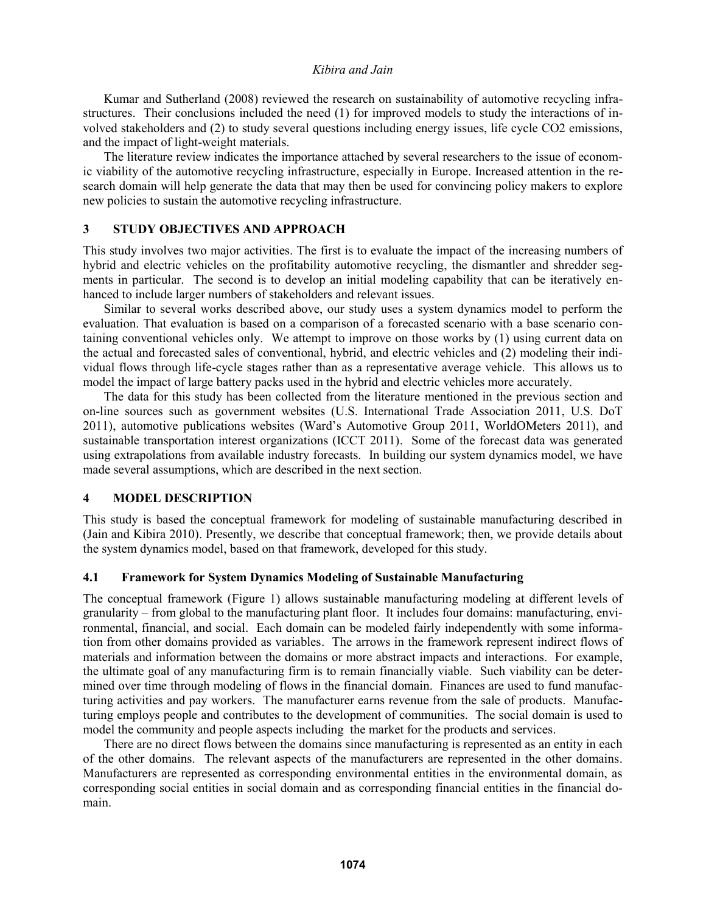Kumar and Sutherland (2008) reviewed the research on sustainability of automotive recycling infrastructures. Their conclusions included the need (1) for improved models to study the interactions of involved stakeholders and (2) to study several questions including energy issues, life cycle CO2 emissions, and the impact of light-weight materials.

The literature review indicates the importance attached by several researchers to the issue of economic viability of the automotive recycling infrastructure, especially in Europe. Increased attention in the research domain will help generate the data that may then be used for convincing policy makers to explore new policies to sustain the automotive recycling infrastructure.

## 3 STUDY OBJECTIVES AND APPROACH

This study involves two major activities. The first is to evaluate the impact of the increasing numbers of hybrid and electric vehicles on the profitability automotive recycling, the dismantler and shredder segments in particular. The second is to develop an initial modeling capability that can be iteratively enhanced to include larger numbers of stakeholders and relevant issues.

Similar to several works described above, our study uses a system dynamics model to perform the evaluation. That evaluation is based on a comparison of a forecasted scenario with a base scenario containing conventional vehicles only. We attempt to improve on those works by (1) using current data on the actual and forecasted sales of conventional, hybrid, and electric vehicles and (2) modeling their individual flows through life-cycle stages rather than as a representative average vehicle. This allows us to model the impact of large battery packs used in the hybrid and electric vehicles more accurately.

The data for this study has been collected from the literature mentioned in the previous section and on-line sources such as government websites (U.S. International Trade Association 2011, U.S. DoT 2011), automotive publications websites (Ward's Automotive Group 2011, WorldOMeters 2011), and sustainable transportation interest organizations (ICCT 2011). Some of the forecast data was generated using extrapolations from available industry forecasts. In building our system dynamics model, we have made several assumptions, which are described in the next section.

## 4 MODEL DESCRIPTION

This study is based the conceptual framework for modeling of sustainable manufacturing described in (Jain and Kibira 2010). Presently, we describe that conceptual framework; then, we provide details about the system dynamics model, based on that framework, developed for this study.

### 4.1 Framework for System Dynamics Modeling of Sustainable Manufacturing

The conceptual framework (Figure 1) allows sustainable manufacturing modeling at different levels of granularity – from global to the manufacturing plant floor. It includes four domains: manufacturing, environmental, financial, and social. Each domain can be modeled fairly independently with some information from other domains provided as variables. The arrows in the framework represent indirect flows of materials and information between the domains or more abstract impacts and interactions. For example, the ultimate goal of any manufacturing firm is to remain financially viable. Such viability can be determined over time through modeling of flows in the financial domain. Finances are used to fund manufacturing activities and pay workers. The manufacturer earns revenue from the sale of products. Manufacturing employs people and contributes to the development of communities. The social domain is used to model the community and people aspects including the market for the products and services.

There are no direct flows between the domains since manufacturing is represented as an entity in each of the other domains. The relevant aspects of the manufacturers are represented in the other domains. Manufacturers are represented as corresponding environmental entities in the environmental domain, as corresponding social entities in social domain and as corresponding financial entities in the financial domain.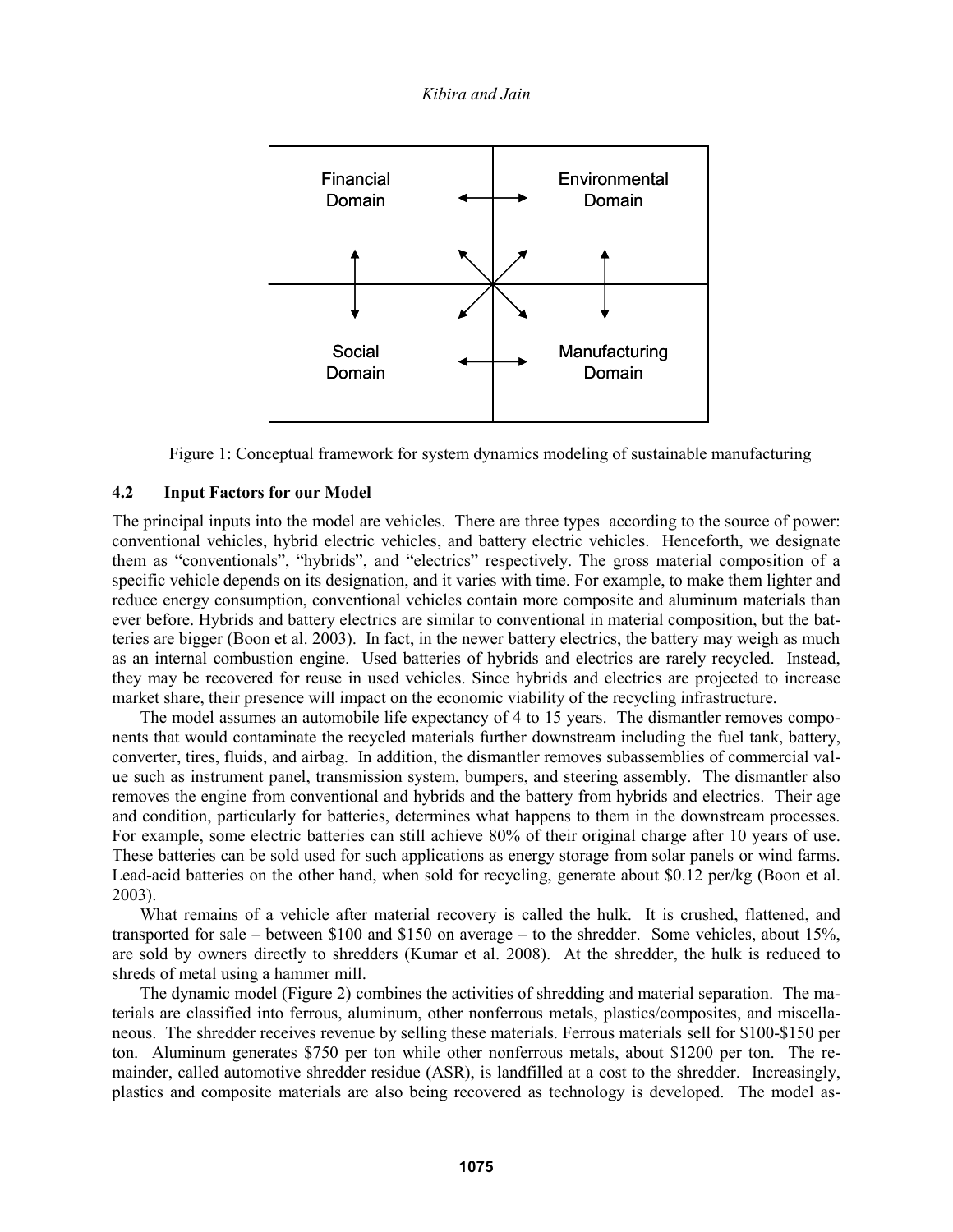Financial Domain | Environmental Domain | Social Domain | Manufacturing Domain

Figure 1: Conceptual framework for system dynamics modeling of sustainable manufacturing

### 4.2 Input Factors for our Model

The principal inputs into the model are vehicles. There are three types according to the source of power: conventional vehicles, hybrid electric vehicles, and battery electric vehicles. Henceforth, we designate them as "conventionals", "hybrids", and "electrics" respectively. The gross material composition of a specific vehicle depends on its designation, and it varies with time. For example, to make them lighter and reduce energy consumption, conventional vehicles contain more composite and aluminum materials than ever before. Hybrids and battery electrics are similar to conventional in material composition, but the batteries are bigger (Boon et al. 2003). In fact, in the newer battery electrics, the battery may weigh as much as an internal combustion engine. Used batteries of hybrids and electrics are rarely recycled. Instead, they may be recovered for reuse in used vehicles. Since hybrids and electrics are projected to increase market share, their presence will impact on the economic viability of the recycling infrastructure.

The model assumes an automobile life expectancy of 4 to 15 years. The dismantler removes components that would contaminate the recycled materials further downstream including the fuel tank, battery, converter, tires, fluids, and airbag. In addition, the dismantler removes subassemblies of commercial value such as instrument panel, transmission system, bumpers, and steering assembly. The dismantler also removes the engine from conventional and hybrids and the battery from hybrids and electrics. Their age and condition, particularly for batteries, determines what happens to them in the downstream processes. For example, some electric batteries can still achieve 80% of their original charge after 10 years of use. These batteries can be sold used for such applications as energy storage from solar panels or wind farms. Lead-acid batteries on the other hand, when sold for recycling, generate about $0.12 per/kg (Boon et al. 2003).

What remains of a vehicle after material recovery is called the hulk. It is crushed, flattened, and transported for sale – between $100 and $150 on average – to the shredder. Some vehicles, about 15%, are sold by owners directly to shredders (Kumar et al. 2008). At the shredder, the hulk is reduced to shreds of metal using a hammer mill.

The dynamic model (Figure 2) combines the activities of shredding and material separation. The materials are classified into ferrous, aluminum, other nonferrous metals, plastics/composites, and miscellaneous. The shredder receives revenue by selling these materials. Ferrous materials sell for $100-$150 per ton. Aluminum generates $750 per ton while other nonferrous metals, about $1200 per ton. The remainder, called automotive shredder residue (ASR), is landfilled at a cost to the shredder. Increasingly, plastics and composite materials are also being recovered as technology is developed. The model as-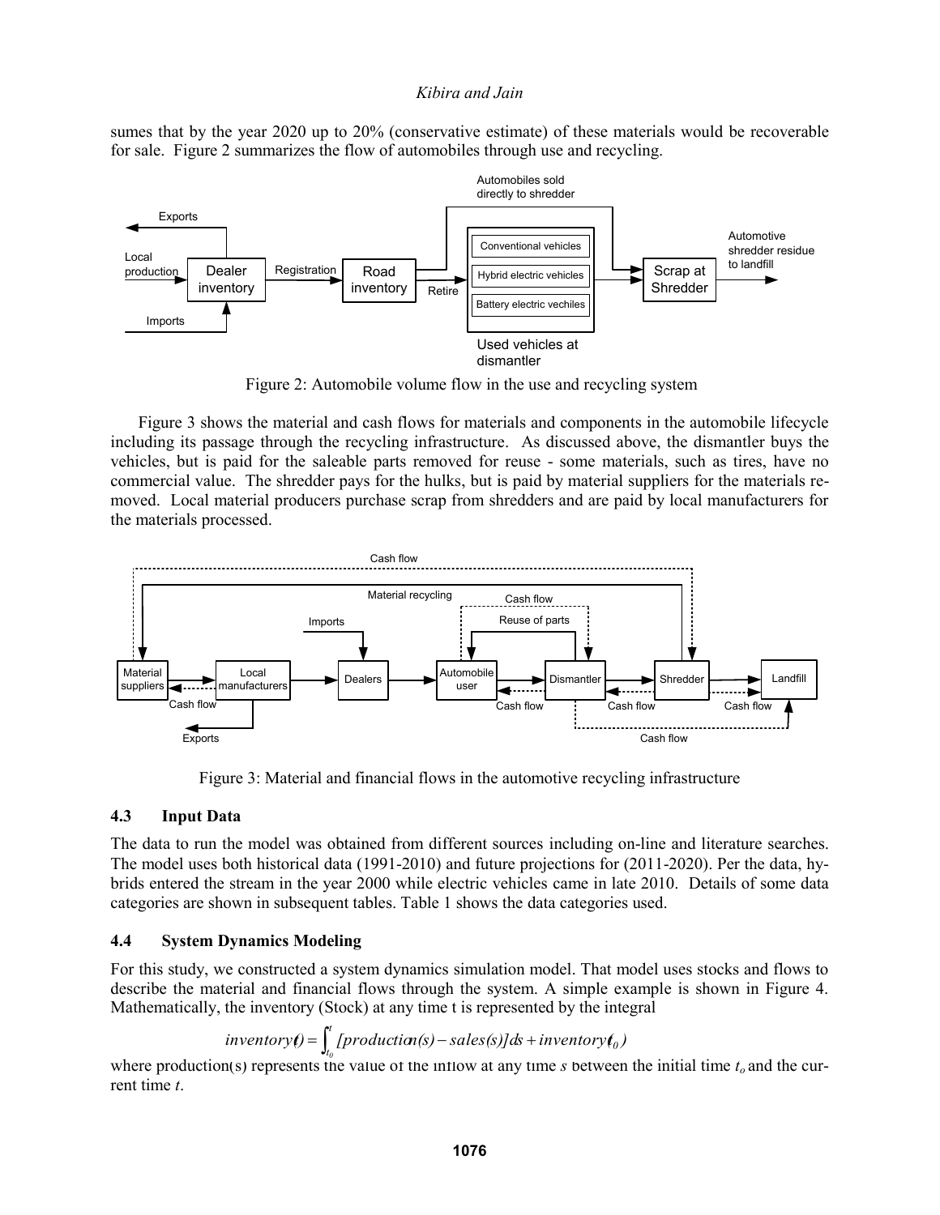sumes that by the year 2020 up to 20% (conservative estimate) of these materials would be recoverable for sale. Figure 2 summarizes the flow of automobiles through use and recycling.

Figure 2: Automobile volume flow in the use and recycling system

Figure 3 shows the material and cash flows for materials and components in the automobile lifecycle including its passage through the recycling infrastructure. As discussed above, the dismantler buys the vehicles, but is paid for the saleable parts removed for reuse - some materials, such as tires, have no commercial value. The shredder pays for the hulks, but is paid by material suppliers for the materials removed. Local material producers purchase scrap from shredders and are paid by local manufacturers for the materials processed.

Figure 3: Material and financial flows in the automotive recycling infrastructure

### 4.3 Input Data

The data to run the model was obtained from different sources including on-line and literature searches. The model uses both historical data (1991-2010) and future projections for (2011-2020). Per the data, hybrids entered the stream in the year 2000 while electric vehicles came in late 2010. Details of some data categories are shown in subsequent tables. Table 1 shows the data categories used.

### 4.4 System Dynamics Modeling

For this study, we constructed a system dynamics simulation model. That model uses stocks and flows to describe the material and financial flows through the system. A simple example is shown in Figure 4. Mathematically, the inventory (Stock) at any time t is represented by the integral

$$inventory(t) = \int_{t_0}^{t} [production(s) - sales(s)]ds + inventory(t_0)$$

where production(s) represents the value of the inflow at any time *s* between the initial time $t_o$ and the current time *t*.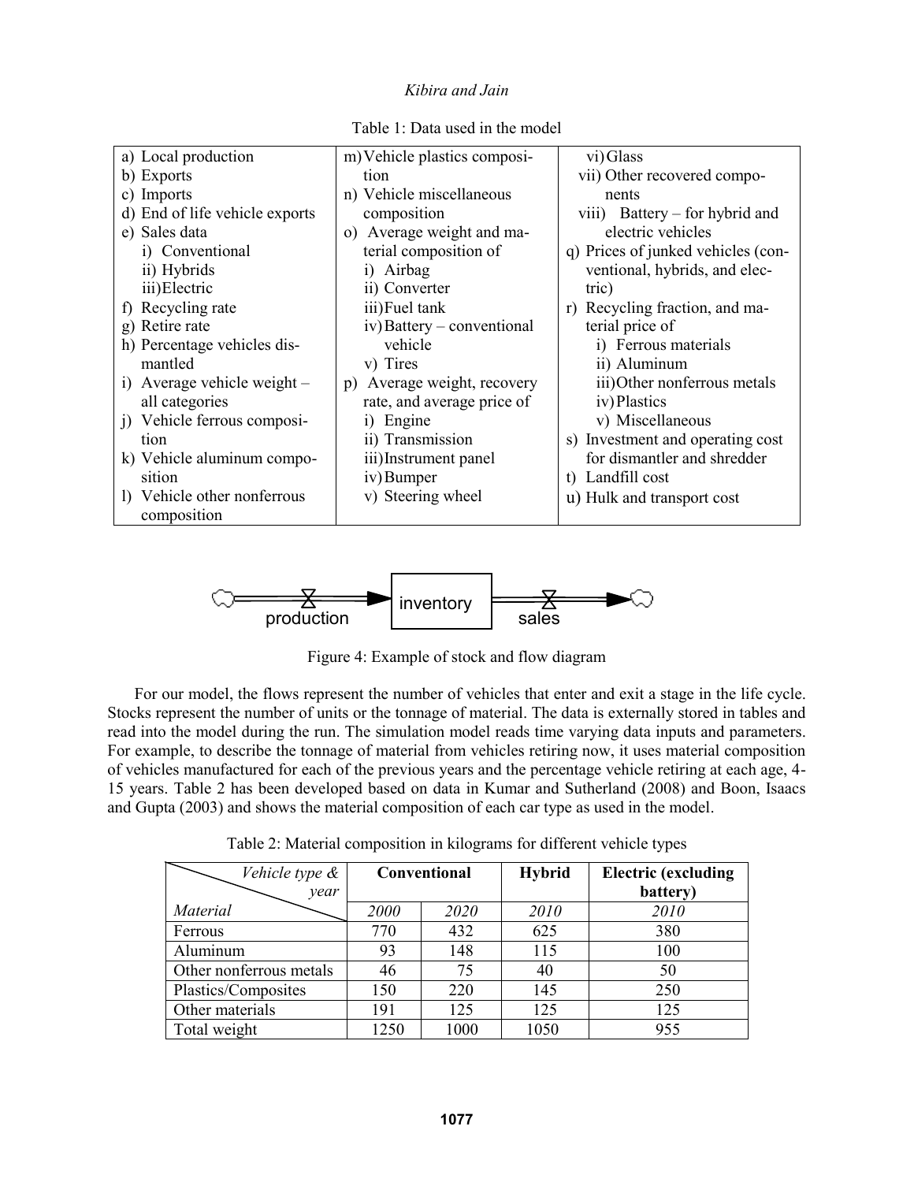Table 1: Data used in the model

| | | |
|---|---|---|
| a) Local production<br>b) Exports<br>c) Imports<br>d) End of life vehicle exports<br>e) Sales data<br>  i) Conventional<br>  ii) Hybrids<br>  iii) Electric<br>f) Recycling rate<br>g) Retire rate<br>h) Percentage vehicles dismantled<br>i) Average vehicle weight – all categories<br>j) Vehicle ferrous composition<br>k) Vehicle aluminum composition<br>l) Vehicle other nonferrous composition | m) Vehicle plastics composition<br>n) Vehicle miscellaneous composition<br>o) Average weight and material composition of<br>  i) Airbag<br>  ii) Converter<br>  iii) Fuel tank<br>  iv) Battery – conventional vehicle<br>  v) Tires<br>p) Average weight, recovery rate, and average price of<br>  i) Engine<br>  ii) Transmission<br>  iii) Instrument panel<br>  iv) Bumper<br>  v) Steering wheel | vi) Glass<br>vii) Other recovered components<br>viii) Battery – for hybrid and electric vehicles<br>q) Prices of junked vehicles (conventional, hybrids, and electric)<br>r) Recycling fraction, and material price of<br>  i) Ferrous materials<br>  ii) Aluminum<br>  iii) Other nonferrous metals<br>  iv) Plastics<br>  v) Miscellaneous<br>s) Investment and operating cost for dismantler and shredder<br>t) Landfill cost<br>u) Hulk and transport cost |

Figure 4: Example of stock and flow diagram

For our model, the flows represent the number of vehicles that enter and exit a stage in the life cycle. Stocks represent the number of units or the tonnage of material. The data is externally stored in tables and read into the model during the run. The simulation model reads time varying data inputs and parameters. For example, to describe the tonnage of material from vehicles retiring now, it uses material composition of vehicles manufactured for each of the previous years and the percentage vehicle retiring at each age, 4-15 years. Table 2 has been developed based on data in Kumar and Sutherland (2008) and Boon, Isaacs and Gupta (2003) and shows the material composition of each car type as used in the model.

Table 2: Material composition in kilograms for different vehicle types

| *Vehicle type & year* / *Material* | **Conventional** | | **Hybrid** | **Electric (excluding battery)** |
|---|---|---|---|---|
| | *2000* | *2020* | *2010* | *2010* |
| Ferrous | 770 | 432 | 625 | 380 |
| Aluminum | 93 | 148 | 115 | 100 |
| Other nonferrous metals | 46 | 75 | 40 | 50 |
| Plastics/Composites | 150 | 220 | 145 | 250 |
| Other materials | 191 | 125 | 125 | 125 |
| Total weight | 1250 | 1000 | 1050 | 955 |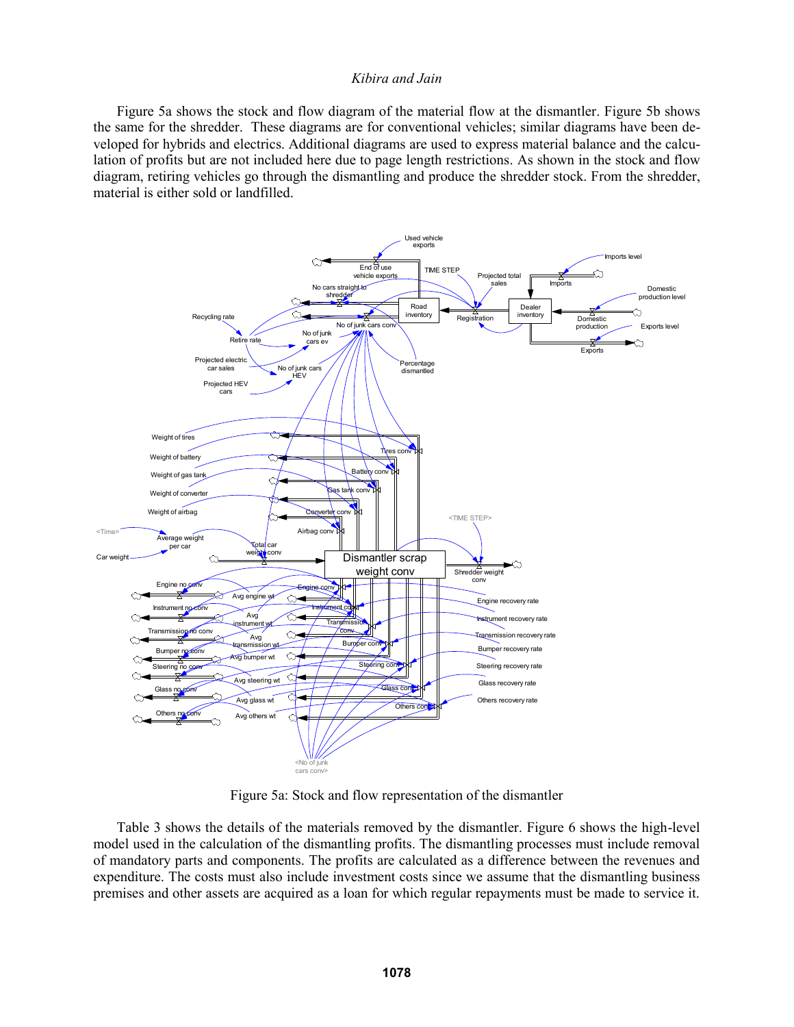Figure 5a shows the stock and flow diagram of the material flow at the dismantler. Figure 5b shows the same for the shredder. These diagrams are for conventional vehicles; similar diagrams have been developed for hybrids and electrics. Additional diagrams are used to express material balance and the calculation of profits but are not included here due to page length restrictions. As shown in the stock and flow diagram, retiring vehicles go through the dismantling and produce the shredder stock. From the shredder, material is either sold or landfilled.

Figure 5a: Stock and flow representation of the dismantler

Table 3 shows the details of the materials removed by the dismantler. Figure 6 shows the high-level model used in the calculation of the dismantling profits. The dismantling processes must include removal of mandatory parts and components. The profits are calculated as a difference between the revenues and expenditure. The costs must also include investment costs since we assume that the dismantling business premises and other assets are acquired as a loan for which regular repayments must be made to service it.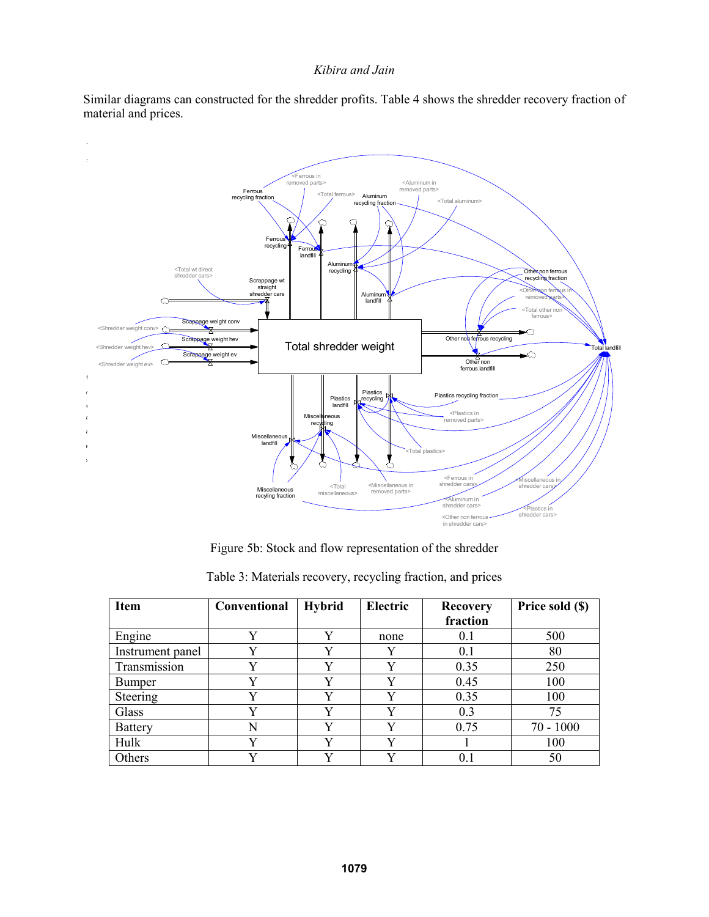Similar diagrams can constructed for the shredder profits. Table 4 shows the shredder recovery fraction of material and prices.

Figure 5b: Stock and flow representation of the shredder

Table 3: Materials recovery, recycling fraction, and prices

| Item | Conventional | Hybrid | Electric | Recovery fraction | Price sold ($) |
|---|---|---|---|---|---|
| Engine | Y | Y | none | 0.1 | 500 |
| Instrument panel | Y | Y | Y | 0.1 | 80 |
| Transmission | Y | Y | Y | 0.35 | 250 |
| Bumper | Y | Y | Y | 0.45 | 100 |
| Steering | Y | Y | Y | 0.35 | 100 |
| Glass | Y | Y | Y | 0.3 | 75 |
| Battery | N | Y | Y | 0.75 | 70 - 1000 |
| Hulk | Y | Y | Y | 1 | 100 |
| Others | Y | Y | Y | 0.1 | 50 |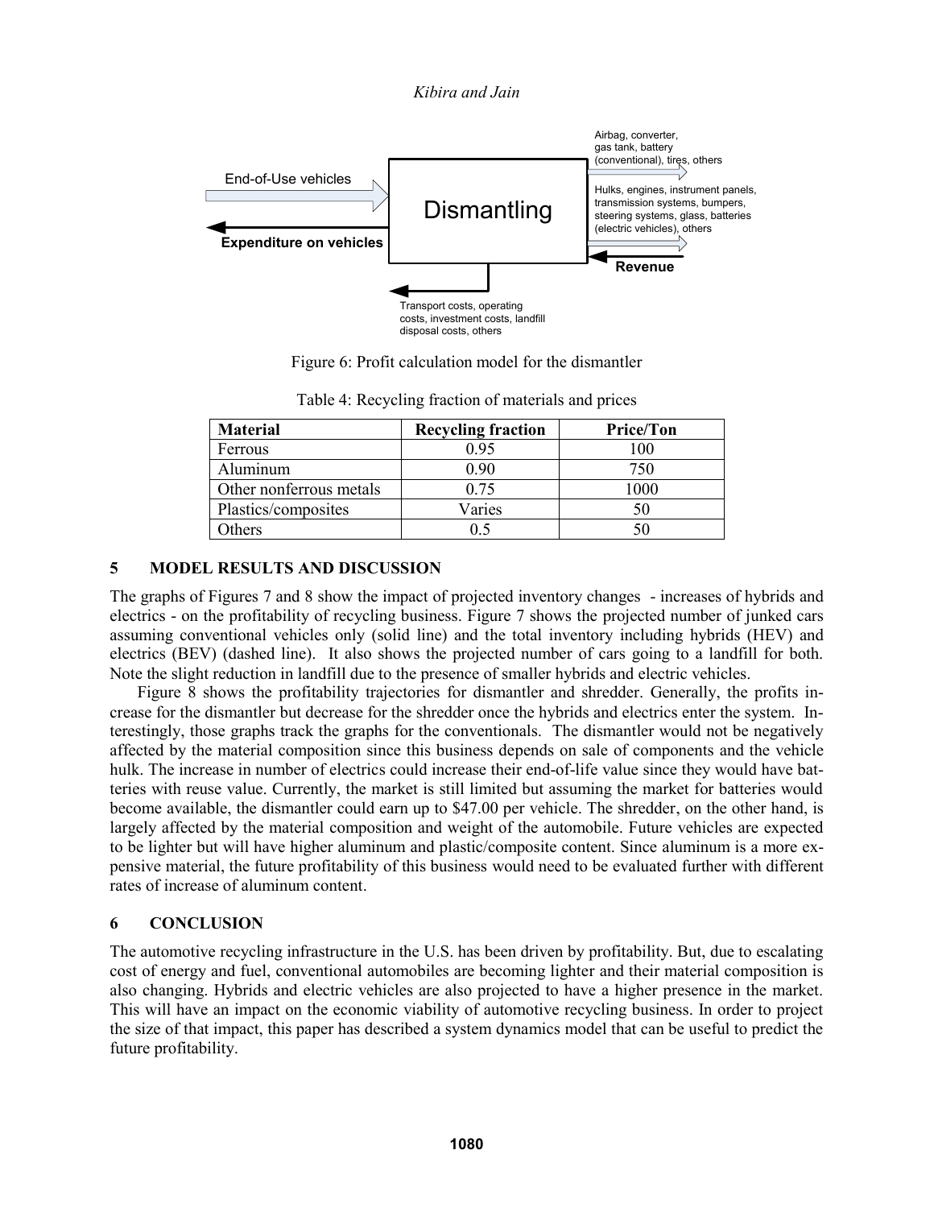Figure 6: Profit calculation model for the dismantler

Table 4: Recycling fraction of materials and prices

| Material | Recycling fraction | Price/Ton |
|---|---|---|
| Ferrous | 0.95 | 100 |
| Aluminum | 0.90 | 750 |
| Other nonferrous metals | 0.75 | 1000 |
| Plastics/composites | Varies | 50 |
| Others | 0.5 | 50 |

## 5 MODEL RESULTS AND DISCUSSION

The graphs of Figures 7 and 8 show the impact of projected inventory changes - increases of hybrids and electrics - on the profitability of recycling business. Figure 7 shows the projected number of junked cars assuming conventional vehicles only (solid line) and the total inventory including hybrids (HEV) and electrics (BEV) (dashed line). It also shows the projected number of cars going to a landfill for both. Note the slight reduction in landfill due to the presence of smaller hybrids and electric vehicles.

Figure 8 shows the profitability trajectories for dismantler and shredder. Generally, the profits increase for the dismantler but decrease for the shredder once the hybrids and electrics enter the system. Interestingly, those graphs track the graphs for the conventionals. The dismantler would not be negatively affected by the material composition since this business depends on sale of components and the vehicle hulk. The increase in number of electrics could increase their end-of-life value since they would have batteries with reuse value. Currently, the market is still limited but assuming the market for batteries would become available, the dismantler could earn up to $47.00 per vehicle. The shredder, on the other hand, is largely affected by the material composition and weight of the automobile. Future vehicles are expected to be lighter but will have higher aluminum and plastic/composite content. Since aluminum is a more expensive material, the future profitability of this business would need to be evaluated further with different rates of increase of aluminum content.

## 6 CONCLUSION

The automotive recycling infrastructure in the U.S. has been driven by profitability. But, due to escalating cost of energy and fuel, conventional automobiles are becoming lighter and their material composition is also changing. Hybrids and electric vehicles are also projected to have a higher presence in the market. This will have an impact on the economic viability of automotive recycling business. In order to project the size of that impact, this paper has described a system dynamics model that can be useful to predict the future profitability.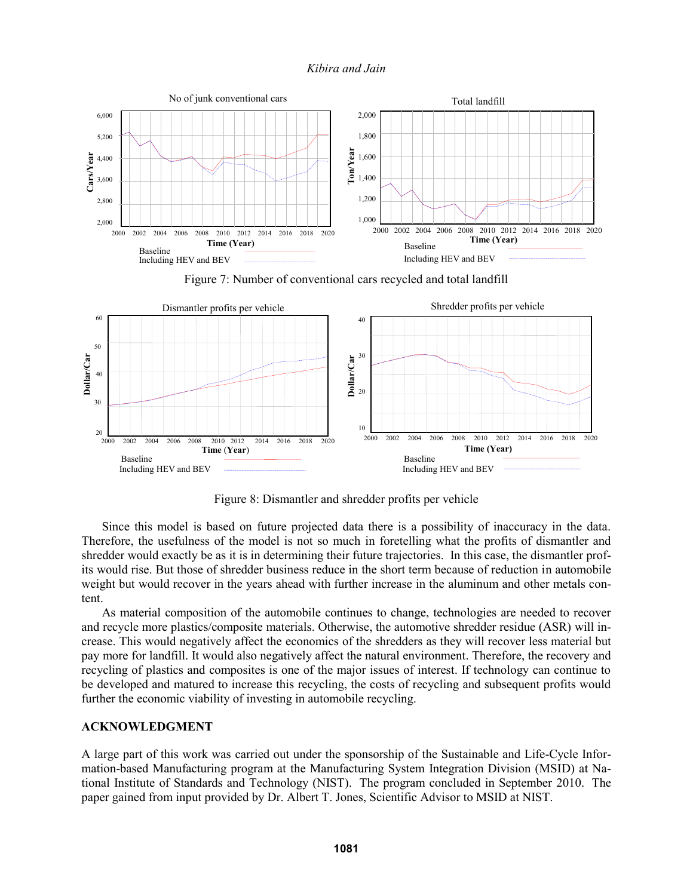Figure 7: Number of conventional cars recycled and total landfill

Figure 8: Dismantler and shredder profits per vehicle

Since this model is based on future projected data there is a possibility of inaccuracy in the data. Therefore, the usefulness of the model is not so much in foretelling what the profits of dismantler and shredder would exactly be as it is in determining their future trajectories. In this case, the dismantler profits would rise. But those of shredder business reduce in the short term because of reduction in automobile weight but would recover in the years ahead with further increase in the aluminum and other metals content.

As material composition of the automobile continues to change, technologies are needed to recover and recycle more plastics/composite materials. Otherwise, the automotive shredder residue (ASR) will increase. This would negatively affect the economics of the shredders as they will recover less material but pay more for landfill. It would also negatively affect the natural environment. Therefore, the recovery and recycling of plastics and composites is one of the major issues of interest. If technology can continue to be developed and matured to increase this recycling, the costs of recycling and subsequent profits would further the economic viability of investing in automobile recycling.

## ACKNOWLEDGMENT

A large part of this work was carried out under the sponsorship of the Sustainable and Life-Cycle Information-based Manufacturing program at the Manufacturing System Integration Division (MSID) at National Institute of Standards and Technology (NIST). The program concluded in September 2010. The paper gained from input provided by Dr. Albert T. Jones, Scientific Advisor to MSID at NIST.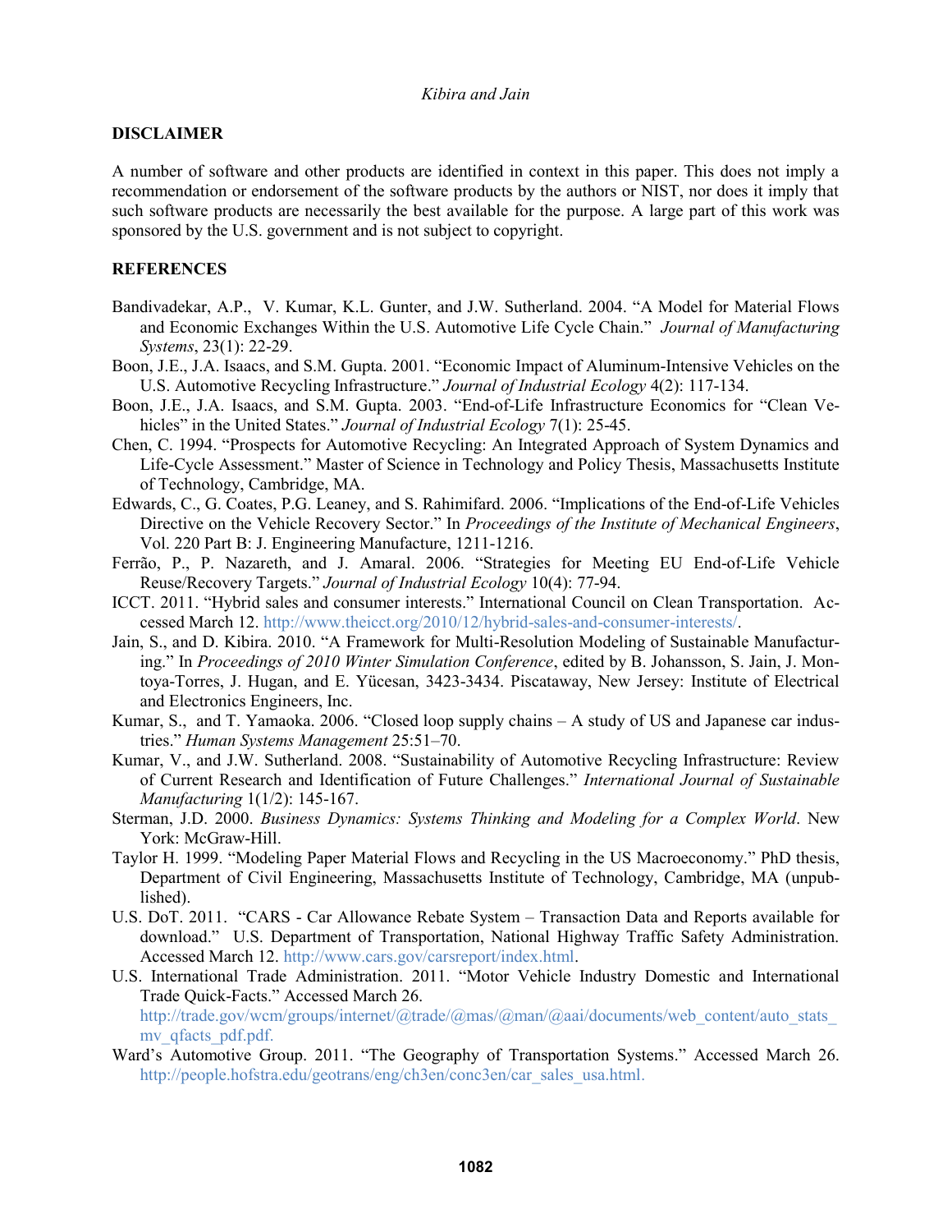## DISCLAIMER

A number of software and other products are identified in context in this paper. This does not imply a recommendation or endorsement of the software products by the authors or NIST, nor does it imply that such software products are necessarily the best available for the purpose. A large part of this work was sponsored by the U.S. government and is not subject to copyright.

## REFERENCES

Bandivadekar, A.P., V. Kumar, K.L. Gunter, and J.W. Sutherland. 2004. "A Model for Material Flows and Economic Exchanges Within the U.S. Automotive Life Cycle Chain." *Journal of Manufacturing Systems*, 23(1): 22-29.

Boon, J.E., J.A. Isaacs, and S.M. Gupta. 2001. "Economic Impact of Aluminum-Intensive Vehicles on the U.S. Automotive Recycling Infrastructure." *Journal of Industrial Ecology* 4(2): 117-134.

Boon, J.E., J.A. Isaacs, and S.M. Gupta. 2003. "End-of-Life Infrastructure Economics for "Clean Vehicles" in the United States." *Journal of Industrial Ecology* 7(1): 25-45.

Chen, C. 1994. "Prospects for Automotive Recycling: An Integrated Approach of System Dynamics and Life-Cycle Assessment." Master of Science in Technology and Policy Thesis, Massachusetts Institute of Technology, Cambridge, MA.

Edwards, C., G. Coates, P.G. Leaney, and S. Rahimifard. 2006. "Implications of the End-of-Life Vehicles Directive on the Vehicle Recovery Sector." In *Proceedings of the Institute of Mechanical Engineers*, Vol. 220 Part B: J. Engineering Manufacture, 1211-1216.

Ferrão, P., P. Nazareth, and J. Amaral. 2006. "Strategies for Meeting EU End-of-Life Vehicle Reuse/Recovery Targets." *Journal of Industrial Ecology* 10(4): 77-94.

ICCT. 2011. "Hybrid sales and consumer interests." International Council on Clean Transportation. Accessed March 12. http://www.theicct.org/2010/12/hybrid-sales-and-consumer-interests/.

Jain, S., and D. Kibira. 2010. "A Framework for Multi-Resolution Modeling of Sustainable Manufacturing." In *Proceedings of 2010 Winter Simulation Conference*, edited by B. Johansson, S. Jain, J. Montoya-Torres, J. Hugan, and E. Yücesan, 3423-3434. Piscataway, New Jersey: Institute of Electrical and Electronics Engineers, Inc.

Kumar, S., and T. Yamaoka. 2006. "Closed loop supply chains – A study of US and Japanese car industries." *Human Systems Management* 25:51–70.

Kumar, V., and J.W. Sutherland. 2008. "Sustainability of Automotive Recycling Infrastructure: Review of Current Research and Identification of Future Challenges." *International Journal of Sustainable Manufacturing* 1(1/2): 145-167.

Sterman, J.D. 2000. *Business Dynamics: Systems Thinking and Modeling for a Complex World*. New York: McGraw-Hill.

Taylor H. 1999. "Modeling Paper Material Flows and Recycling in the US Macroeconomy." PhD thesis, Department of Civil Engineering, Massachusetts Institute of Technology, Cambridge, MA (unpublished).

U.S. DoT. 2011. "CARS - Car Allowance Rebate System – Transaction Data and Reports available for download." U.S. Department of Transportation, National Highway Traffic Safety Administration. Accessed March 12. http://www.cars.gov/carsreport/index.html.

U.S. International Trade Administration. 2011. "Motor Vehicle Industry Domestic and International Trade Quick-Facts." Accessed March 26. http://trade.gov/wcm/groups/internet/@trade/@mas/@man/@aai/documents/web_content/auto_stats_mv_qfacts_pdf.pdf.

Ward's Automotive Group. 2011. "The Geography of Transportation Systems." Accessed March 26. http://people.hofstra.edu/geotrans/eng/ch3en/conc3en/car_sales_usa.html.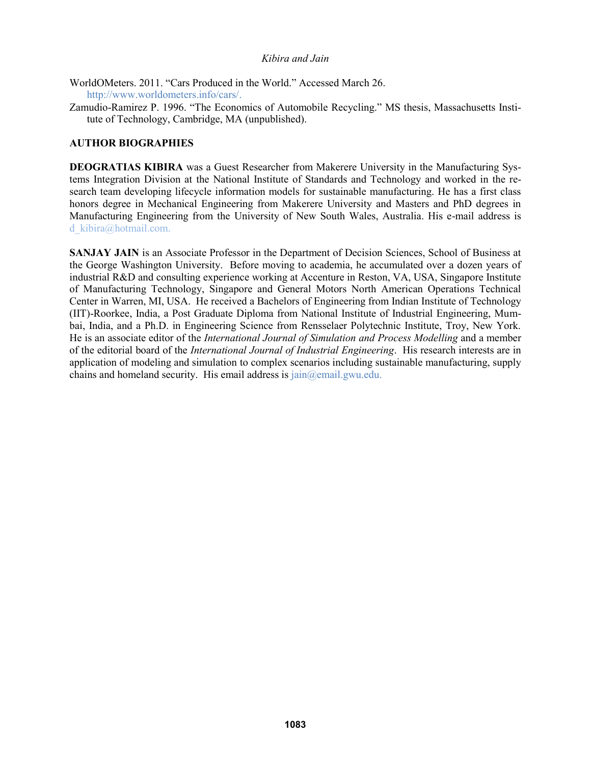WorldOMeters. 2011. "Cars Produced in the World." Accessed March 26. http://www.worldometers.info/cars/.

Zamudio-Ramirez P. 1996. "The Economics of Automobile Recycling." MS thesis, Massachusetts Institute of Technology, Cambridge, MA (unpublished).

## AUTHOR BIOGRAPHIES

**DEOGRATIAS KIBIRA** was a Guest Researcher from Makerere University in the Manufacturing Systems Integration Division at the National Institute of Standards and Technology and worked in the research team developing lifecycle information models for sustainable manufacturing. He has a first class honors degree in Mechanical Engineering from Makerere University and Masters and PhD degrees in Manufacturing Engineering from the University of New South Wales, Australia. His e-mail address is d_kibira@hotmail.com.

**SANJAY JAIN** is an Associate Professor in the Department of Decision Sciences, School of Business at the George Washington University. Before moving to academia, he accumulated over a dozen years of industrial R&D and consulting experience working at Accenture in Reston, VA, USA, Singapore Institute of Manufacturing Technology, Singapore and General Motors North American Operations Technical Center in Warren, MI, USA. He received a Bachelors of Engineering from Indian Institute of Technology (IIT)-Roorkee, India, a Post Graduate Diploma from National Institute of Industrial Engineering, Mumbai, India, and a Ph.D. in Engineering Science from Rensselaer Polytechnic Institute, Troy, New York. He is an associate editor of the *International Journal of Simulation and Process Modelling* and a member of the editorial board of the *International Journal of Industrial Engineering*. His research interests are in application of modeling and simulation to complex scenarios including sustainable manufacturing, supply chains and homeland security. His email address is jain@email.gwu.edu.